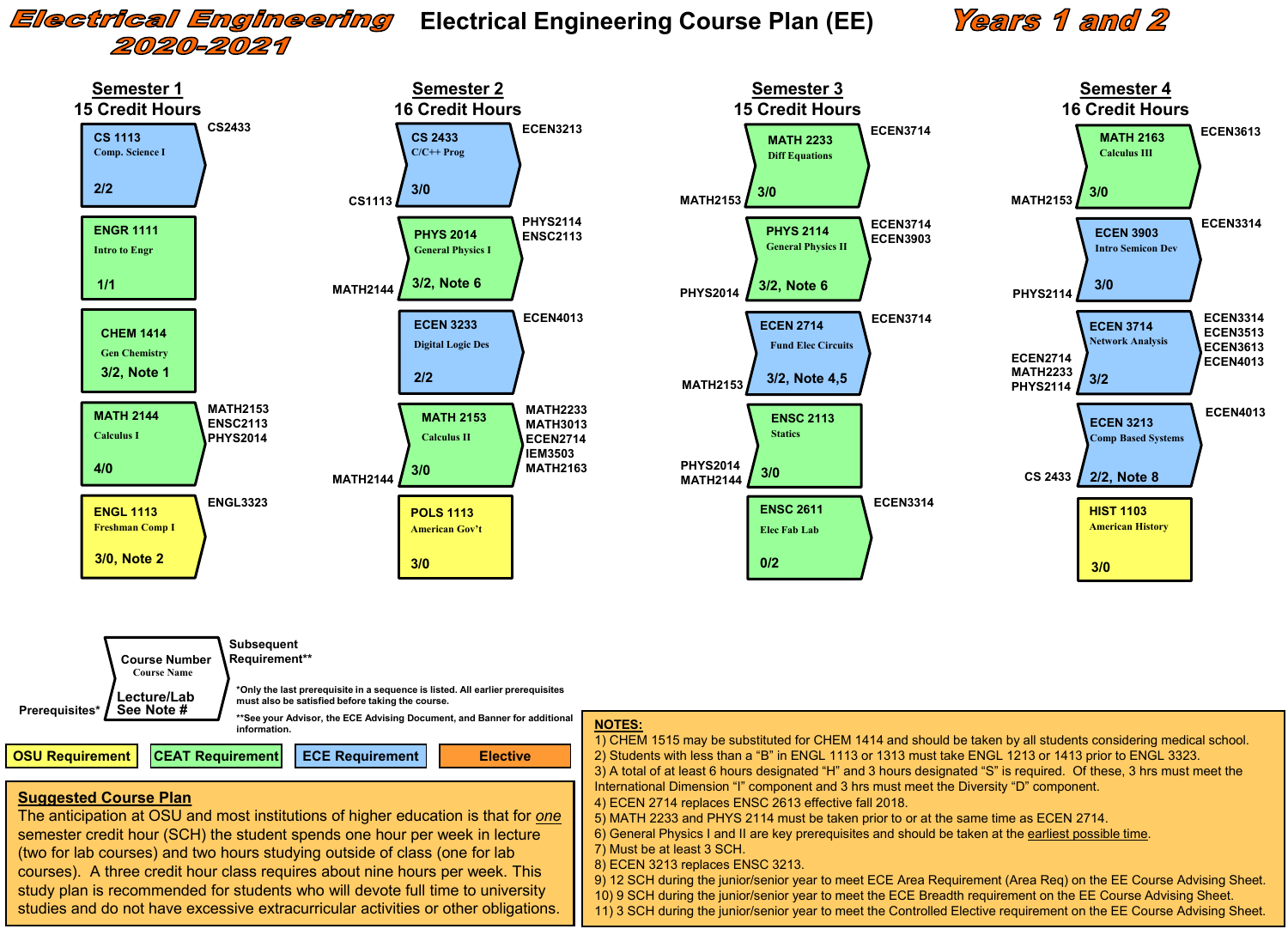# Electrical Engineering 2020-2021

# Electrical Engineering Course Plan (EE)

## Years 1 and 2

### Semester 1 — 15 Credit Hours

| Prerequisites | Course | Lecture/Lab, Note | Subsequent Requirement |
|---|---|---|---|
| | CS 1113 Comp. Science I | 2/2 | CS2433 |
| | ENGR 1111 Intro to Engr | 1/1 | |
| | CHEM 1414 Gen Chemistry | 3/2, Note 1 | |
| | MATH 2144 Calculus I | 4/0 | MATH2153, ENSC2113, PHYS2014 |
| | ENGL 1113 Freshman Comp I | 3/0, Note 2 | ENGL3323 |

### Semester 2 — 16 Credit Hours

| Prerequisites | Course | Lecture/Lab, Note | Subsequent Requirement |
|---|---|---|---|
| CS1113 | CS 2433 C/C++ Prog | 3/0 | ECEN3213 |
| MATH2144 | PHYS 2014 General Physics I | 3/2, Note 6 | PHYS2114, ENSC2113 |
| | ECEN 3233 Digital Logic Des | 2/2 | ECEN4013 |
| MATH2144 | MATH 2153 Calculus II | 3/0 | MATH2233, MATH3013, ECEN2714, IEM3503, MATH2163 |
| | POLS 1113 American Gov't | 3/0 | |

### Semester 3 — 15 Credit Hours

| Prerequisites | Course | Lecture/Lab, Note | Subsequent Requirement |
|---|---|---|---|
| MATH2153 | MATH 2233 Diff Equations | 3/0 | ECEN3714 |
| PHYS2014 | PHYS 2114 General Physics II | 3/2, Note 6 | ECEN3714, ECEN3903 |
| MATH2153 | ECEN 2714 Fund Elec Circuits | 3/2, Note 4,5 | ECEN3714 |
| PHYS2014, MATH2144 | ENSC 2113 Statics | 3/0 | |
| | ENSC 2611 Elec Fab Lab | 0/2 | ECEN3314 |

### Semester 4 — 16 Credit Hours

| Prerequisites | Course | Lecture/Lab, Note | Subsequent Requirement |
|---|---|---|---|
| MATH2153 | MATH 2163 Calculus III | 3/0 | ECEN3613 |
| PHYS2114 | ECEN 3903 Intro Semicon Dev | 3/0 | ECEN3314 |
| ECEN2714, MATH2233, PHYS2114 | ECEN 3714 Network Analysis | 3/2 | ECEN3314, ECEN3513, ECEN3613, ECEN4013 |
| CS 2433 | ECEN 3213 Comp Based Systems | 2/2, Note 8 | ECEN4013 |
| | HIST 1103 American History | 3/0 | |

**Legend:** Prerequisites* | Course Number / Course Name / Lecture/Lab / See Note # | Subsequent Requirement**

*Only the last prerequisite in a sequence is listed. All earlier prerequisites must also be satisfied before taking the course.

**See your Advisor, the ECE Advising Document, and Banner for additional information.

OSU Requirement | CEAT Requirement | ECE Requirement | Elective

### Suggested Course Plan

The anticipation at OSU and most institutions of higher education is that for *one* semester credit hour (SCH) the student spends one hour per week in lecture (two for lab courses) and two hours studying outside of class (one for lab courses). A three credit hour class requires about nine hours per week. This study plan is recommended for students who will devote full time to university studies and do not have excessive extracurricular activities or other obligations.

### NOTES:

1) CHEM 1515 may be substituted for CHEM 1414 and should be taken by all students considering medical school.
2) Students with less than a "B" in ENGL 1113 or 1313 must take ENGL 1213 or 1413 prior to ENGL 3323.
3) A total of at least 6 hours designated "H" and 3 hours designated "S" is required. Of these, 3 hrs must meet the International Dimension "I" component and 3 hrs must meet the Diversity "D" component.
4) ECEN 2714 replaces ENSC 2613 effective fall 2018.
5) MATH 2233 and PHYS 2114 must be taken prior to or at the same time as ECEN 2714.
6) General Physics I and II are key prerequisites and should be taken at the earliest possible time.
7) Must be at least 3 SCH.
8) ECEN 3213 replaces ENSC 3213.
9) 12 SCH during the junior/senior year to meet ECE Area Requirement (Area Req) on the EE Course Advising Sheet.
10) 9 SCH during the junior/senior year to meet the ECE Breadth requirement on the EE Course Advising Sheet.
11) 3 SCH during the junior/senior year to meet the Controlled Elective requirement on the EE Course Advising Sheet.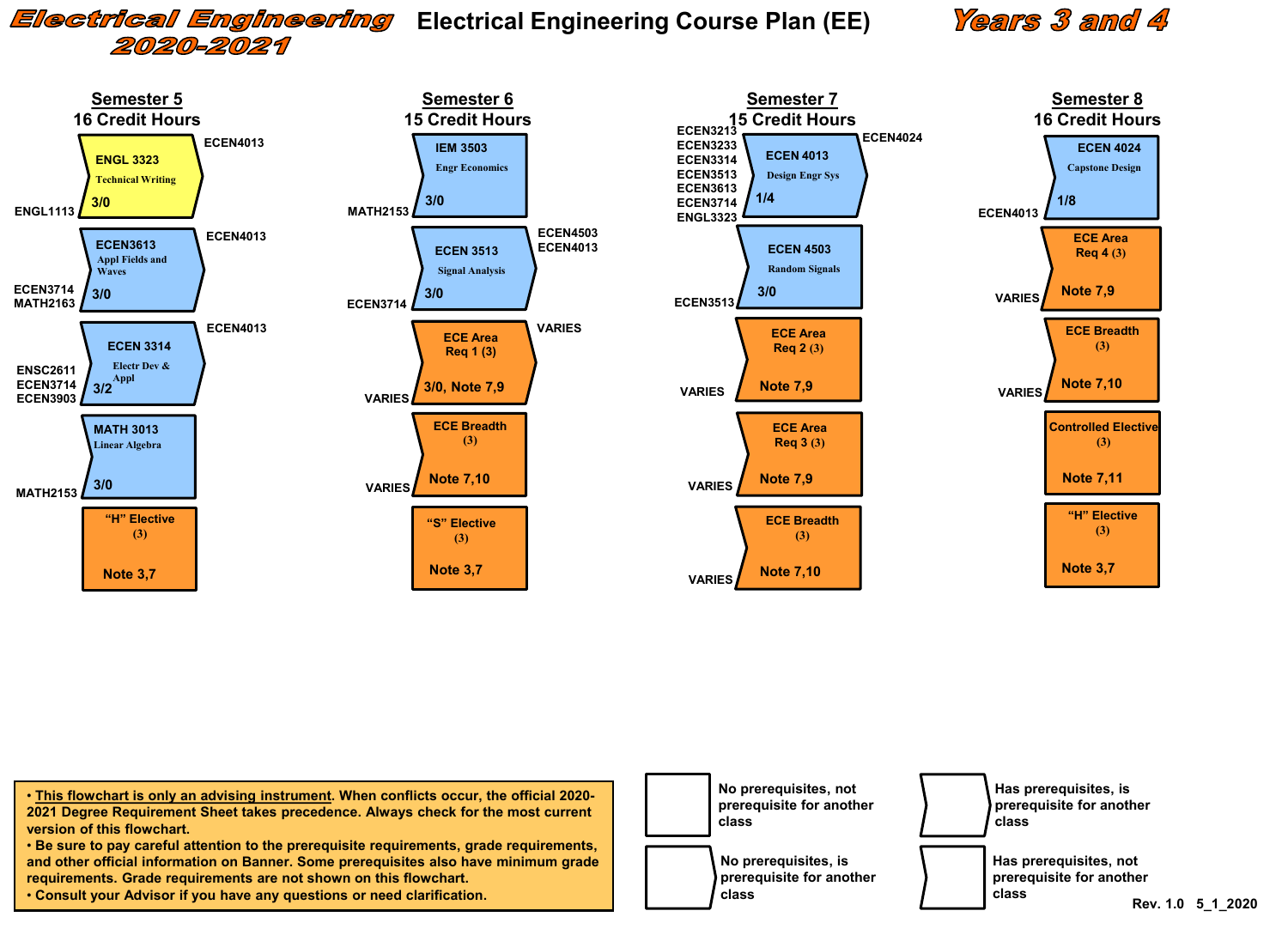# Electrical Engineering 2020-2021

## Electrical Engineering Course Plan (EE)

## Years 3 and 4

### Semester 5
**16 Credit Hours**

- **ENGL 3323** – Technical Writing – 3/0
  - Prerequisite: ENGL1113
  - Prerequisite for: ECEN4013
- **ECEN3613** – Appl Fields and Waves – 3/0
  - Prerequisites: ECEN3714, MATH2163
  - Prerequisite for: ECEN4013
- **ECEN 3314** – Electr Dev & Appl – 3/2
  - Prerequisites: ENSC2611, ECEN3714, ECEN3903
  - Prerequisite for: ECEN4013
- **MATH 3013** – Linear Algebra – 3/0
  - Prerequisite: MATH2153
- **"H" Elective** (3) – Note 3,7

### Semester 6
**15 Credit Hours**

- **IEM 3503** – Engr Economics – 3/0
  - Prerequisite: MATH2153
- **ECEN 3513** – Signal Analysis – 3/0
  - Prerequisite: ECEN3714
  - Prerequisite for: ECEN4503, ECEN4013
- **ECE Area Req 1** (3) – 3/0, Note 7,9
  - Prerequisites: VARIES
  - Prerequisite for: VARIES
- **ECE Breadth** (3) – Note 7,10
  - Prerequisites: VARIES
- **"S" Elective** (3) – Note 3,7

### Semester 7
**15 Credit Hours**

- **ECEN 4013** – Design Engr Sys – 1/4
  - Prerequisites: ECEN3213, ECEN3233, ECEN3314, ECEN3513, ECEN3613, ECEN3714, ENGL3323
  - Prerequisite for: ECEN4024
- **ECEN 4503** – Random Signals – 3/0
  - Prerequisite: ECEN3513
- **ECE Area Req 2** (3) – Note 7,9
  - Prerequisites: VARIES
- **ECE Area Req 3** (3) – Note 7,9
  - Prerequisites: VARIES
- **ECE Breadth** (3) – Note 7,10
  - Prerequisites: VARIES

### Semester 8
**16 Credit Hours**

- **ECEN 4024** – Capstone Design – 1/8
  - Prerequisite: ECEN4013
- **ECE Area Req 4** (3) – Note 7,9
  - Prerequisites: VARIES
- **ECE Breadth** (3) – Note 7,10
  - Prerequisites: VARIES
- **Controlled Elective** (3) – Note 7,11
- **"H" Elective** (3) – Note 3,7

---

- <u>This flowchart is only an advising instrument</u>. When conflicts occur, the official 2020-2021 Degree Requirement Sheet takes precedence. Always check for the most current version of this flowchart.
- Be sure to pay careful attention to the prerequisite requirements, grade requirements, and other official information on Banner. Some prerequisites also have minimum grade requirements. Grade requirements are not shown on this flowchart.
- Consult your Advisor if you have any questions or need clarification.

**Legend:**

- No prerequisites, not prerequisite for another class
- Has prerequisites, is prerequisite for another class
- No prerequisites, is prerequisite for another class
- Has prerequisites, not prerequisite for another class

Rev. 1.0 5_1_2020